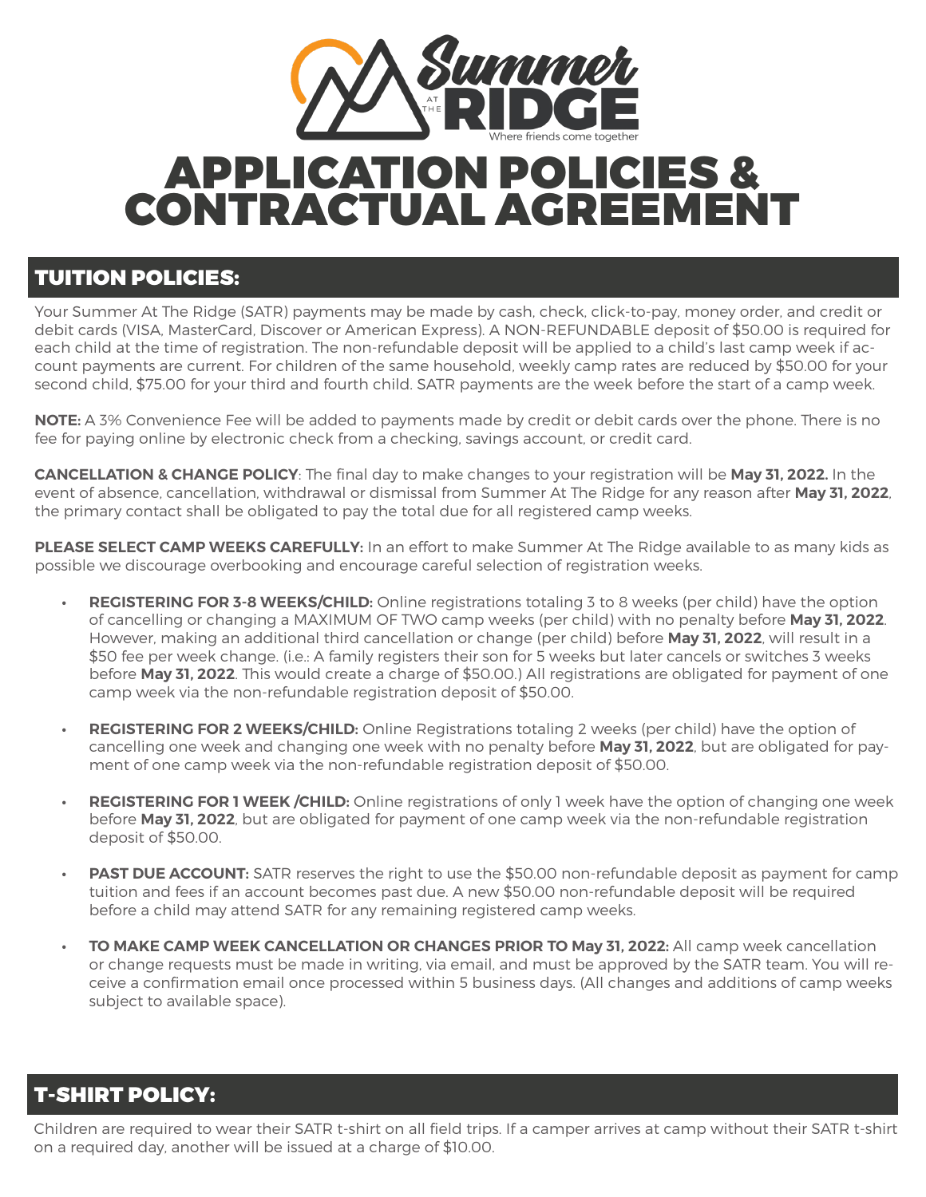Summer AT THE RIDGE

Where friends come together

# APPLICATION POLICIES & CONTRACTUAL AGREEMENT

## TUITION POLICIES:

Your Summer At The Ridge (SATR) payments may be made by cash, check, click-to-pay, money order, and credit or debit cards (VISA, MasterCard, Discover or American Express). A NON-REFUNDABLE deposit of $50.00 is required for each child at the time of registration. The non-refundable deposit will be applied to a child's last camp week if account payments are current. For children of the same household, weekly camp rates are reduced by $50.00 for your second child, $75.00 for your third and fourth child. SATR payments are the week before the start of a camp week.

**NOTE:** A 3% Convenience Fee will be added to payments made by credit or debit cards over the phone. There is no fee for paying online by electronic check from a checking, savings account, or credit card.

**CANCELLATION & CHANGE POLICY**: The final day to make changes to your registration will be **May 31, 2022.** In the event of absence, cancellation, withdrawal or dismissal from Summer At The Ridge for any reason after **May 31, 2022**, the primary contact shall be obligated to pay the total due for all registered camp weeks.

**PLEASE SELECT CAMP WEEKS CAREFULLY:** In an effort to make Summer At The Ridge available to as many kids as possible we discourage overbooking and encourage careful selection of registration weeks.

- **REGISTERING FOR 3-8 WEEKS/CHILD:** Online registrations totaling 3 to 8 weeks (per child) have the option of cancelling or changing a MAXIMUM OF TWO camp weeks (per child) with no penalty before **May 31, 2022**. However, making an additional third cancellation or change (per child) before **May 31, 2022**, will result in a $50 fee per week change. (i.e.: A family registers their son for 5 weeks but later cancels or switches 3 weeks before **May 31, 2022**. This would create a charge of $50.00.) All registrations are obligated for payment of one camp week via the non-refundable registration deposit of $50.00.
- **REGISTERING FOR 2 WEEKS/CHILD:** Online Registrations totaling 2 weeks (per child) have the option of cancelling one week and changing one week with no penalty before **May 31, 2022**, but are obligated for payment of one camp week via the non-refundable registration deposit of $50.00.
- **REGISTERING FOR 1 WEEK /CHILD:** Online registrations of only 1 week have the option of changing one week before **May 31, 2022**, but are obligated for payment of one camp week via the non-refundable registration deposit of $50.00.
- **PAST DUE ACCOUNT:** SATR reserves the right to use the $50.00 non-refundable deposit as payment for camp tuition and fees if an account becomes past due. A new $50.00 non-refundable deposit will be required before a child may attend SATR for any remaining registered camp weeks.
- **TO MAKE CAMP WEEK CANCELLATION OR CHANGES PRIOR TO May 31, 2022:** All camp week cancellation or change requests must be made in writing, via email, and must be approved by the SATR team. You will receive a confirmation email once processed within 5 business days. (All changes and additions of camp weeks subject to available space).

## T-SHIRT POLICY:

Children are required to wear their SATR t-shirt on all field trips. If a camper arrives at camp without their SATR t-shirt on a required day, another will be issued at a charge of $10.00.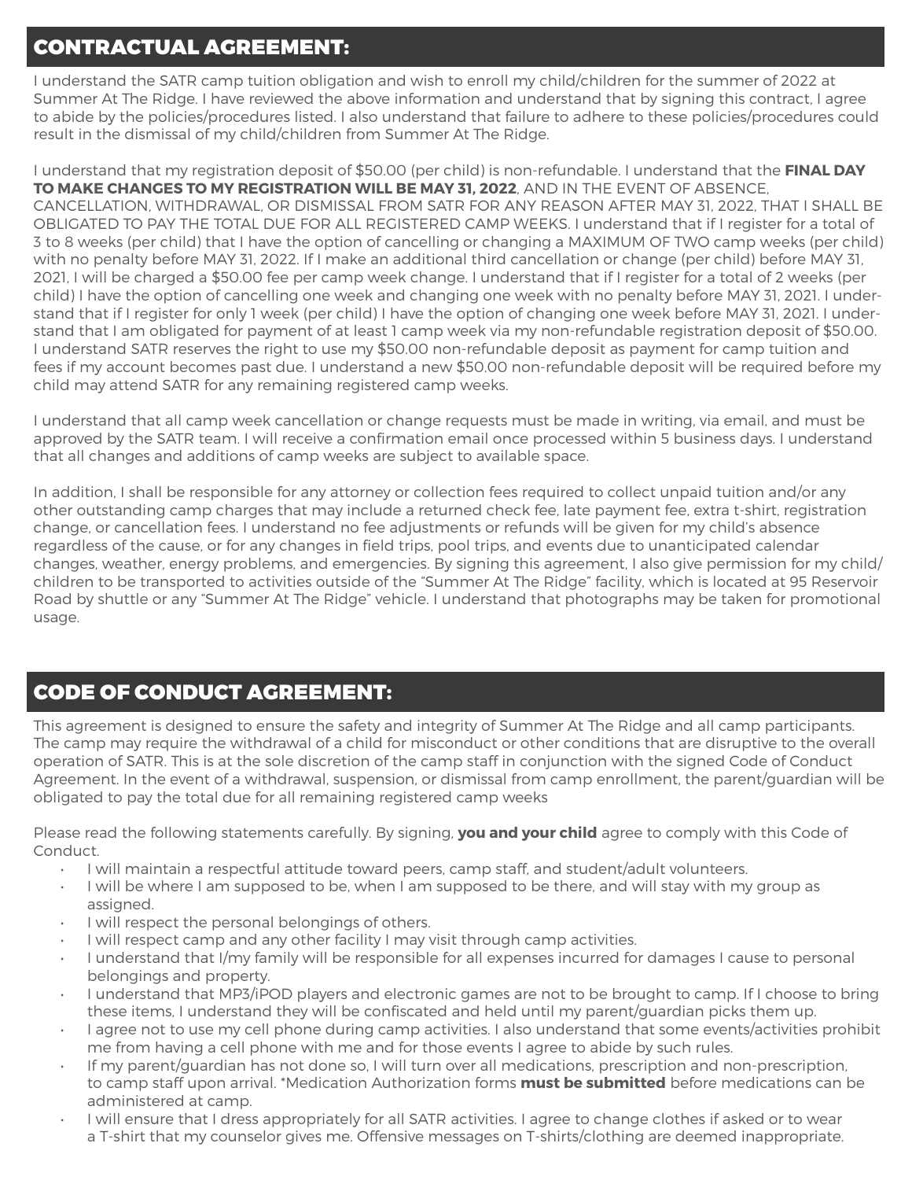## CONTRACTUAL AGREEMENT:

I understand the SATR camp tuition obligation and wish to enroll my child/children for the summer of 2022 at Summer At The Ridge. I have reviewed the above information and understand that by signing this contract, I agree to abide by the policies/procedures listed. I also understand that failure to adhere to these policies/procedures could result in the dismissal of my child/children from Summer At The Ridge.

I understand that my registration deposit of $50.00 (per child) is non-refundable. I understand that the **FINAL DAY TO MAKE CHANGES TO MY REGISTRATION WILL BE MAY 31, 2022**, AND IN THE EVENT OF ABSENCE, CANCELLATION, WITHDRAWAL, OR DISMISSAL FROM SATR FOR ANY REASON AFTER MAY 31, 2022, THAT I SHALL BE OBLIGATED TO PAY THE TOTAL DUE FOR ALL REGISTERED CAMP WEEKS. I understand that if I register for a total of 3 to 8 weeks (per child) that I have the option of cancelling or changing a MAXIMUM OF TWO camp weeks (per child) with no penalty before MAY 31, 2022. If I make an additional third cancellation or change (per child) before MAY 31, 2021, I will be charged a $50.00 fee per camp week change. I understand that if I register for a total of 2 weeks (per child) I have the option of cancelling one week and changing one week with no penalty before MAY 31, 2021. I understand that if I register for only 1 week (per child) I have the option of changing one week before MAY 31, 2021. I understand that I am obligated for payment of at least 1 camp week via my non-refundable registration deposit of $50.00. I understand SATR reserves the right to use my $50.00 non-refundable deposit as payment for camp tuition and fees if my account becomes past due. I understand a new $50.00 non-refundable deposit will be required before my child may attend SATR for any remaining registered camp weeks.

I understand that all camp week cancellation or change requests must be made in writing, via email, and must be approved by the SATR team. I will receive a confirmation email once processed within 5 business days. I understand that all changes and additions of camp weeks are subject to available space.

In addition, I shall be responsible for any attorney or collection fees required to collect unpaid tuition and/or any other outstanding camp charges that may include a returned check fee, late payment fee, extra t-shirt, registration change, or cancellation fees. I understand no fee adjustments or refunds will be given for my child's absence regardless of the cause, or for any changes in field trips, pool trips, and events due to unanticipated calendar changes, weather, energy problems, and emergencies. By signing this agreement, I also give permission for my child/children to be transported to activities outside of the "Summer At The Ridge" facility, which is located at 95 Reservoir Road by shuttle or any "Summer At The Ridge" vehicle. I understand that photographs may be taken for promotional usage.

## CODE OF CONDUCT AGREEMENT:

This agreement is designed to ensure the safety and integrity of Summer At The Ridge and all camp participants. The camp may require the withdrawal of a child for misconduct or other conditions that are disruptive to the overall operation of SATR. This is at the sole discretion of the camp staff in conjunction with the signed Code of Conduct Agreement. In the event of a withdrawal, suspension, or dismissal from camp enrollment, the parent/guardian will be obligated to pay the total due for all remaining registered camp weeks

Please read the following statements carefully. By signing, **you and your child** agree to comply with this Code of Conduct.

- I will maintain a respectful attitude toward peers, camp staff, and student/adult volunteers.
- I will be where I am supposed to be, when I am supposed to be there, and will stay with my group as assigned.
- I will respect the personal belongings of others.
- I will respect camp and any other facility I may visit through camp activities.
- I understand that I/my family will be responsible for all expenses incurred for damages I cause to personal belongings and property.
- I understand that MP3/iPOD players and electronic games are not to be brought to camp. If I choose to bring these items, I understand they will be confiscated and held until my parent/guardian picks them up.
- I agree not to use my cell phone during camp activities. I also understand that some events/activities prohibit me from having a cell phone with me and for those events I agree to abide by such rules.
- If my parent/guardian has not done so, I will turn over all medications, prescription and non-prescription, to camp staff upon arrival. *Medication Authorization forms **must be submitted** before medications can be administered at camp.
- I will ensure that I dress appropriately for all SATR activities. I agree to change clothes if asked or to wear a T-shirt that my counselor gives me. Offensive messages on T-shirts/clothing are deemed inappropriate.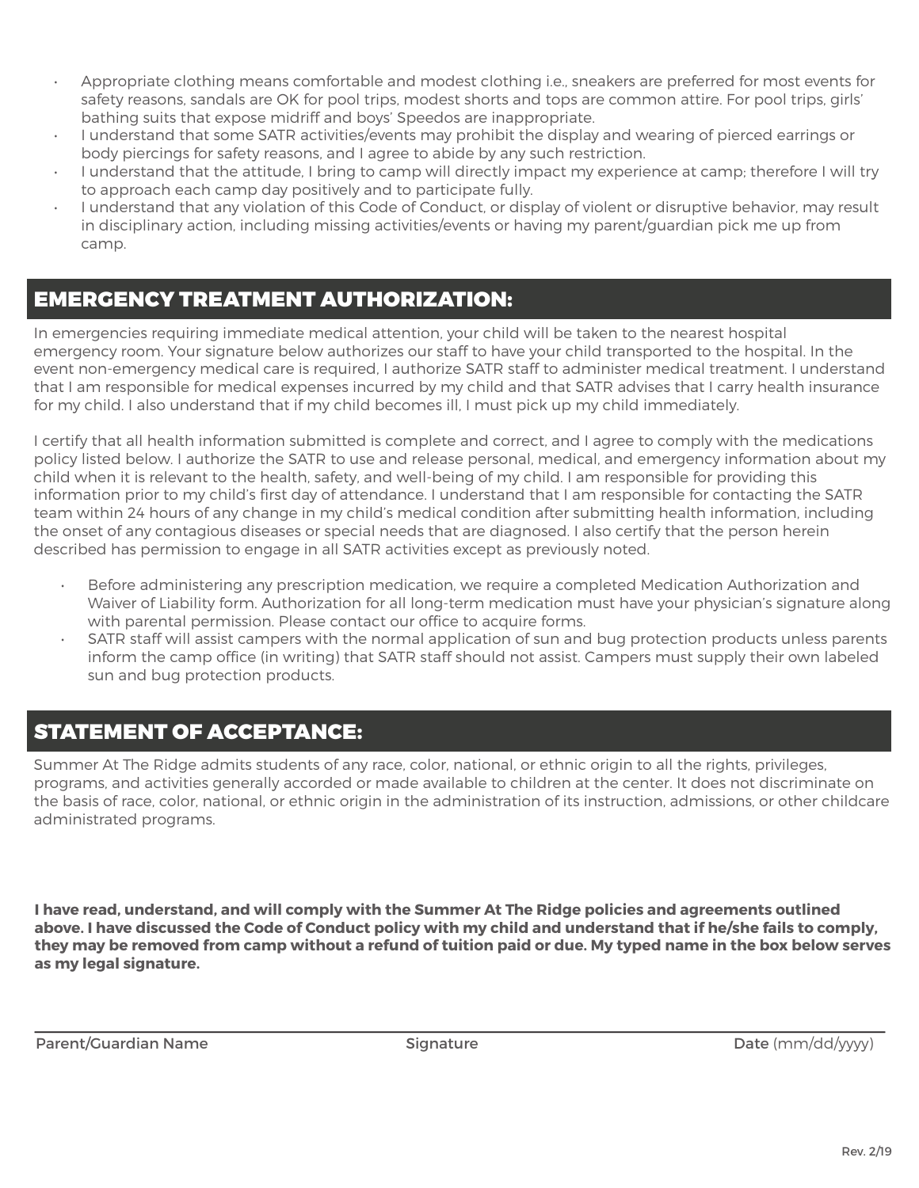- Appropriate clothing means comfortable and modest clothing i.e., sneakers are preferred for most events for safety reasons, sandals are OK for pool trips, modest shorts and tops are common attire. For pool trips, girls' bathing suits that expose midriff and boys' Speedos are inappropriate.
- I understand that some SATR activities/events may prohibit the display and wearing of pierced earrings or body piercings for safety reasons, and I agree to abide by any such restriction.
- I understand that the attitude, I bring to camp will directly impact my experience at camp; therefore I will try to approach each camp day positively and to participate fully.
- I understand that any violation of this Code of Conduct, or display of violent or disruptive behavior, may result in disciplinary action, including missing activities/events or having my parent/guardian pick me up from camp.

## EMERGENCY TREATMENT AUTHORIZATION:

In emergencies requiring immediate medical attention, your child will be taken to the nearest hospital emergency room. Your signature below authorizes our staff to have your child transported to the hospital. In the event non-emergency medical care is required, I authorize SATR staff to administer medical treatment. I understand that I am responsible for medical expenses incurred by my child and that SATR advises that I carry health insurance for my child. I also understand that if my child becomes ill, I must pick up my child immediately.

I certify that all health information submitted is complete and correct, and I agree to comply with the medications policy listed below. I authorize the SATR to use and release personal, medical, and emergency information about my child when it is relevant to the health, safety, and well-being of my child. I am responsible for providing this information prior to my child's first day of attendance. I understand that I am responsible for contacting the SATR team within 24 hours of any change in my child's medical condition after submitting health information, including the onset of any contagious diseases or special needs that are diagnosed. I also certify that the person herein described has permission to engage in all SATR activities except as previously noted.

- Before administering any prescription medication, we require a completed Medication Authorization and Waiver of Liability form. Authorization for all long-term medication must have your physician's signature along with parental permission. Please contact our office to acquire forms.
- SATR staff will assist campers with the normal application of sun and bug protection products unless parents inform the camp office (in writing) that SATR staff should not assist. Campers must supply their own labeled sun and bug protection products.

## STATEMENT OF ACCEPTANCE:

Summer At The Ridge admits students of any race, color, national, or ethnic origin to all the rights, privileges, programs, and activities generally accorded or made available to children at the center. It does not discriminate on the basis of race, color, national, or ethnic origin in the administration of its instruction, admissions, or other childcare administrated programs.

**I have read, understand, and will comply with the Summer At The Ridge policies and agreements outlined above. I have discussed the Code of Conduct policy with my child and understand that if he/she fails to comply, they may be removed from camp without a refund of tuition paid or due. My typed name in the box below serves as my legal signature.**

Parent/Guardian Name Signature Date (mm/dd/yyyy)

Rev. 2/19